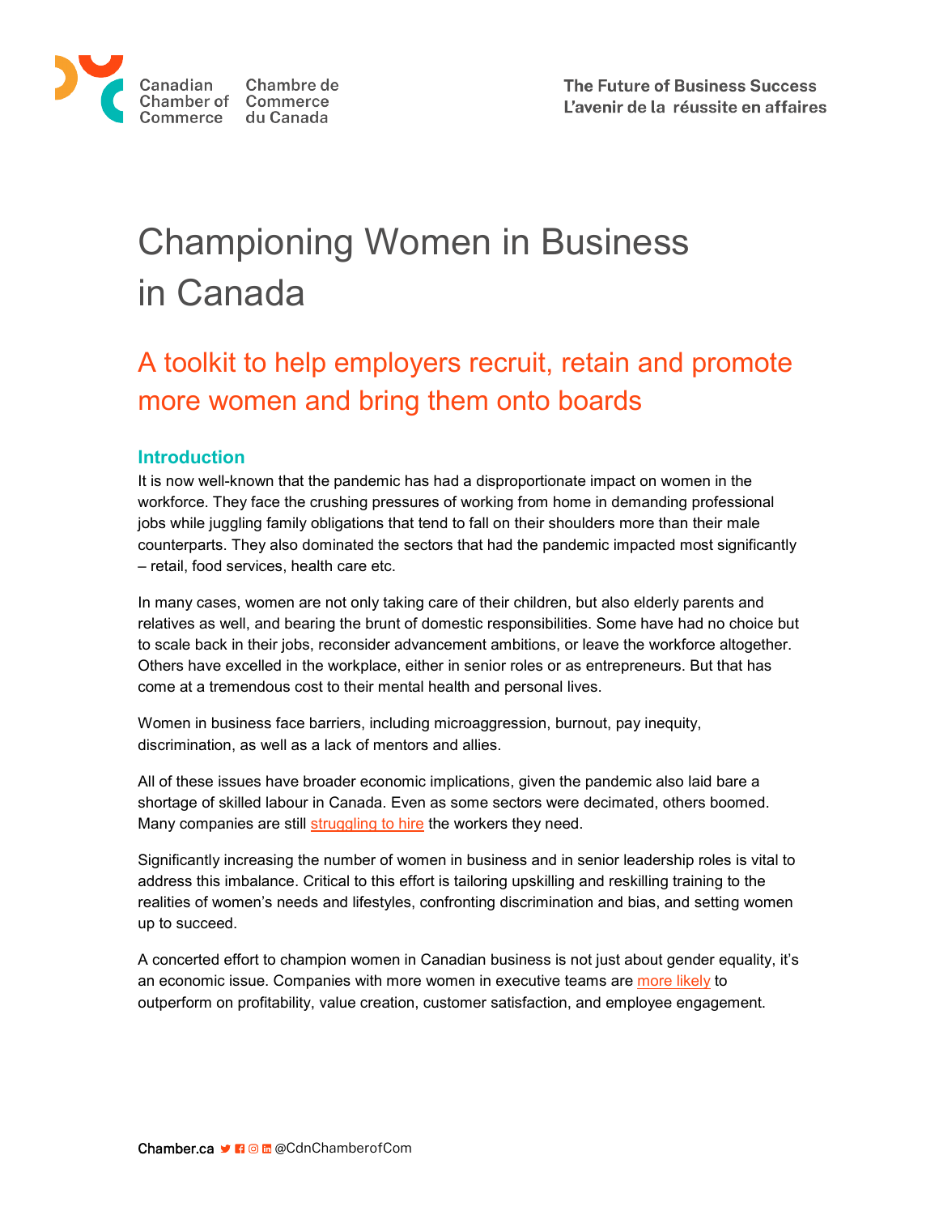# Championing Women in Business in Canada

## A toolkit to help employers recruit, retain and promote more women and bring them onto boards

### Introduction

It is now well-known that the pandemic has had a disproportionate impact on women in the workforce. They face the crushing pressures of working from home in demanding professional jobs while juggling family obligations that tend to fall on their shoulders more than their male counterparts. They also dominated the sectors that had the pandemic impacted most significantly – retail, food services, health care etc.

In many cases, women are not only taking care of their children, but also elderly parents and relatives as well, and bearing the brunt of domestic responsibilities. Some have had no choice but to scale back in their jobs, reconsider advancement ambitions, or leave the workforce altogether. Others have excelled in the workplace, either in senior roles or as entrepreneurs. But that has come at a tremendous cost to their mental health and personal lives.

Women in business face barriers, including microaggression, burnout, pay inequity, discrimination, as well as a lack of mentors and allies.

All of these issues have broader economic implications, given the pandemic also laid bare a shortage of skilled labour in Canada. Even as some sectors were decimated, others boomed. Many companies are still struggling to hire the workers they need.

Significantly increasing the number of women in business and in senior leadership roles is vital to address this imbalance. Critical to this effort is tailoring upskilling and reskilling training to the realities of women's needs and lifestyles, confronting discrimination and bias, and setting women up to succeed.

A concerted effort to champion women in Canadian business is not just about gender equality, it's an economic issue. Companies with more women in executive teams are more likely to outperform on profitability, value creation, customer satisfaction, and employee engagement.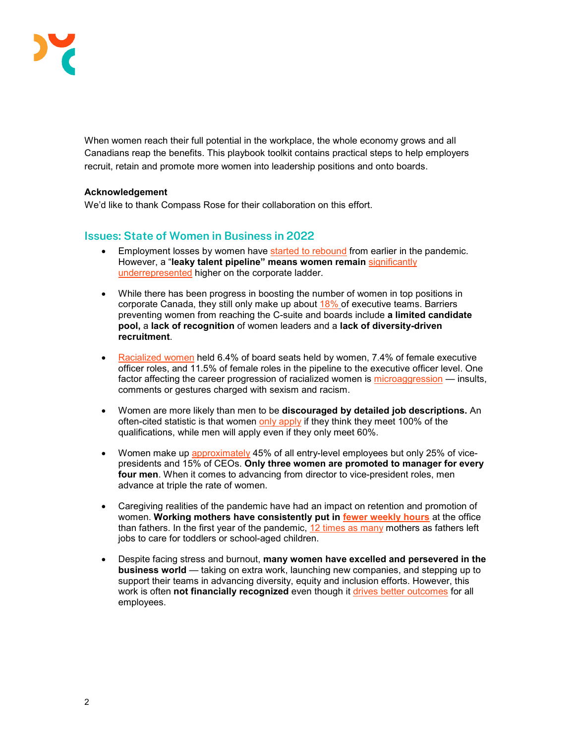When women reach their full potential in the workplace, the whole economy grows and all Canadians reap the benefits. This playbook toolkit contains practical steps to help employers recruit, retain and promote more women into leadership positions and onto boards.

**Acknowledgement**

We'd like to thank Compass Rose for their collaboration on this effort.

## Issues: State of Women in Business in 2022

- Employment losses by women have started to rebound from earlier in the pandemic. However, a "**leaky talent pipeline" means women remain** significantly underrepresented higher on the corporate ladder.

- While there has been progress in boosting the number of women in top positions in corporate Canada, they still only make up about 18% of executive teams. Barriers preventing women from reaching the C-suite and boards include **a limited candidate pool,** a **lack of recognition** of women leaders and a **lack of diversity-driven recruitment**.

- Racialized women held 6.4% of board seats held by women, 7.4% of female executive officer roles, and 11.5% of female roles in the pipeline to the executive officer level. One factor affecting the career progression of racialized women is microaggression — insults, comments or gestures charged with sexism and racism.

- Women are more likely than men to be **discouraged by detailed job descriptions.** An often-cited statistic is that women only apply if they think they meet 100% of the qualifications, while men will apply even if they only meet 60%.

- Women make up approximately 45% of all entry-level employees but only 25% of vice-presidents and 15% of CEOs. **Only three women are promoted to manager for every four men**. When it comes to advancing from director to vice-president roles, men advance at triple the rate of women.

- Caregiving realities of the pandemic have had an impact on retention and promotion of women. **Working mothers have consistently put in fewer weekly hours** at the office than fathers. In the first year of the pandemic, 12 times as many mothers as fathers left jobs to care for toddlers or school-aged children.

- Despite facing stress and burnout, **many women have excelled and persevered in the business world** — taking on extra work, launching new companies, and stepping up to support their teams in advancing diversity, equity and inclusion efforts. However, this work is often **not financially recognized** even though it drives better outcomes for all employees.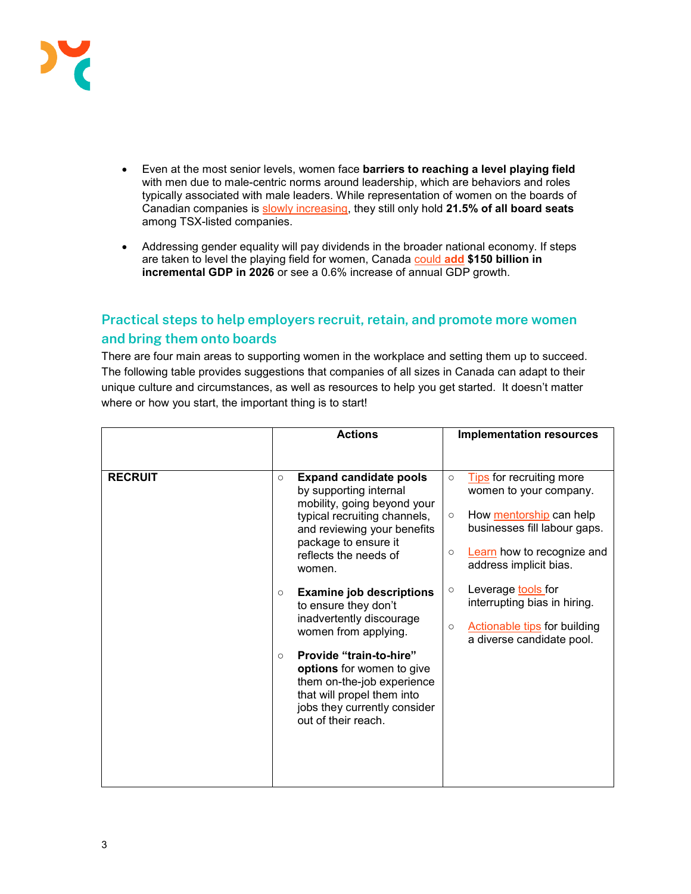- Even at the most senior levels, women face **barriers to reaching a level playing field** with men due to male-centric norms around leadership, which are behaviors and roles typically associated with male leaders. While representation of women on the boards of Canadian companies is slowly increasing, they still only hold **21.5% of all board seats** among TSX-listed companies.

- Addressing gender equality will pay dividends in the broader national economy. If steps are taken to level the playing field for women, Canada could **add** **$150 billion in incremental GDP in 2026** or see a 0.6% increase of annual GDP growth.

## Practical steps to help employers recruit, retain, and promote more women and bring them onto boards

There are four main areas to supporting women in the workplace and setting them up to succeed. The following table provides suggestions that companies of all sizes in Canada can adapt to their unique culture and circumstances, as well as resources to help you get started. It doesn't matter where or how you start, the important thing is to start!

| | Actions | Implementation resources |
|---|---|---|
| **RECRUIT** | ○ **Expand candidate pools** by supporting internal mobility, going beyond your typical recruiting channels, and reviewing your benefits package to ensure it reflects the needs of women.<br><br>○ **Examine job descriptions** to ensure they don't inadvertently discourage women from applying.<br><br>○ **Provide "train-to-hire" options** for women to give them on-the-job experience that will propel them into jobs they currently consider out of their reach. | ○ Tips for recruiting more women to your company.<br><br>○ How mentorship can help businesses fill labour gaps.<br><br>○ Learn how to recognize and address implicit bias.<br><br>○ Leverage tools for interrupting bias in hiring.<br><br>○ Actionable tips for building a diverse candidate pool. |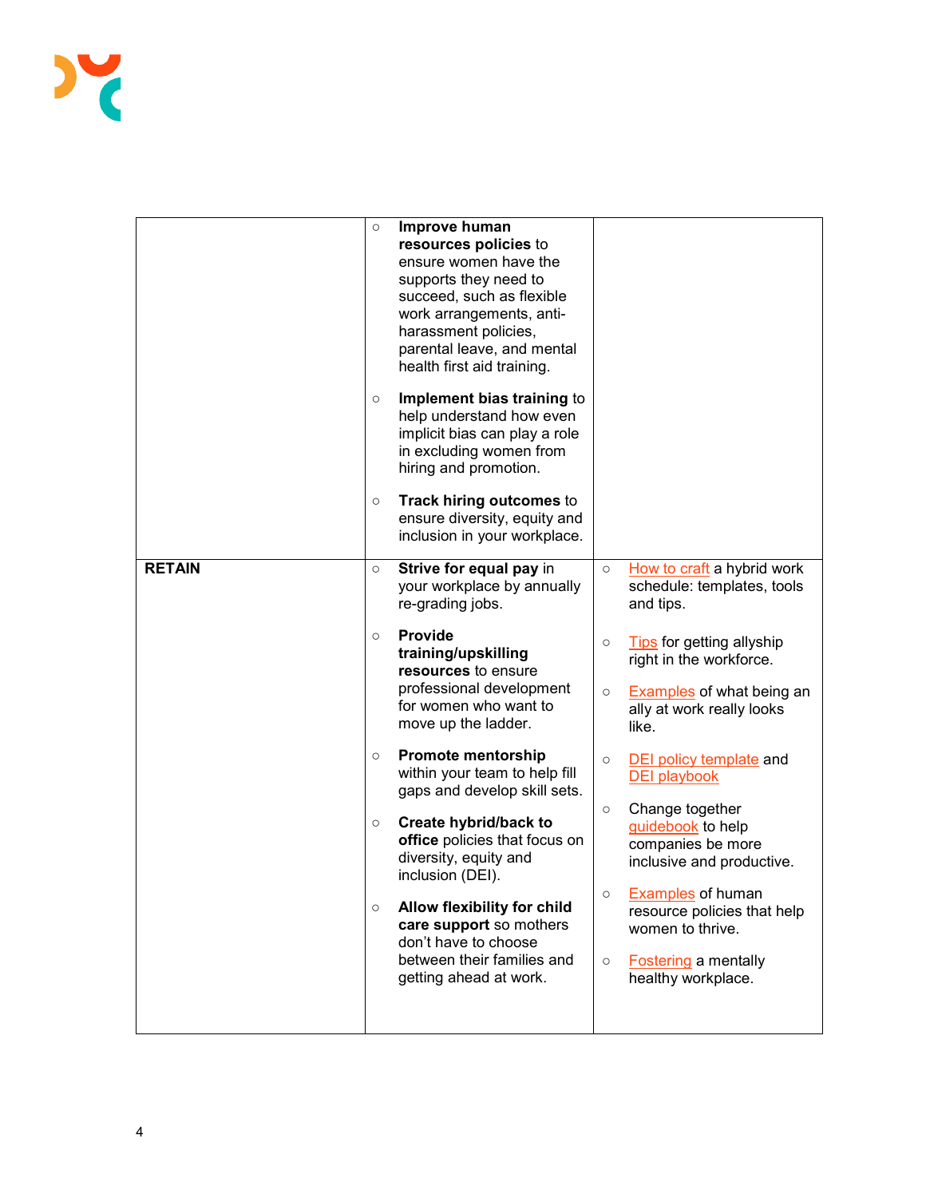| | | |
|---|---|---|
| | ○ **Improve human resources policies** to ensure women have the supports they need to succeed, such as flexible work arrangements, anti-harassment policies, parental leave, and mental health first aid training.<br><br>○ **Implement bias training** to help understand how even implicit bias can play a role in excluding women from hiring and promotion.<br><br>○ **Track hiring outcomes** to ensure diversity, equity and inclusion in your workplace. | |
| **RETAIN** | ○ **Strive for equal pay** in your workplace by annually re-grading jobs.<br><br>○ **Provide training/upskilling resources** to ensure professional development for women who want to move up the ladder.<br><br>○ **Promote mentorship** within your team to help fill gaps and develop skill sets.<br><br>○ **Create hybrid/back to office** policies that focus on diversity, equity and inclusion (DEI).<br><br>○ **Allow flexibility for child care support** so mothers don't have to choose between their families and getting ahead at work. | ○ How to craft a hybrid work schedule: templates, tools and tips.<br><br>○ Tips for getting allyship right in the workforce.<br><br>○ Examples of what being an ally at work really looks like.<br><br>○ DEI policy template and DEI playbook<br><br>○ Change together guidebook to help companies be more inclusive and productive.<br><br>○ Examples of human resource policies that help women to thrive.<br><br>○ Fostering a mentally healthy workplace. |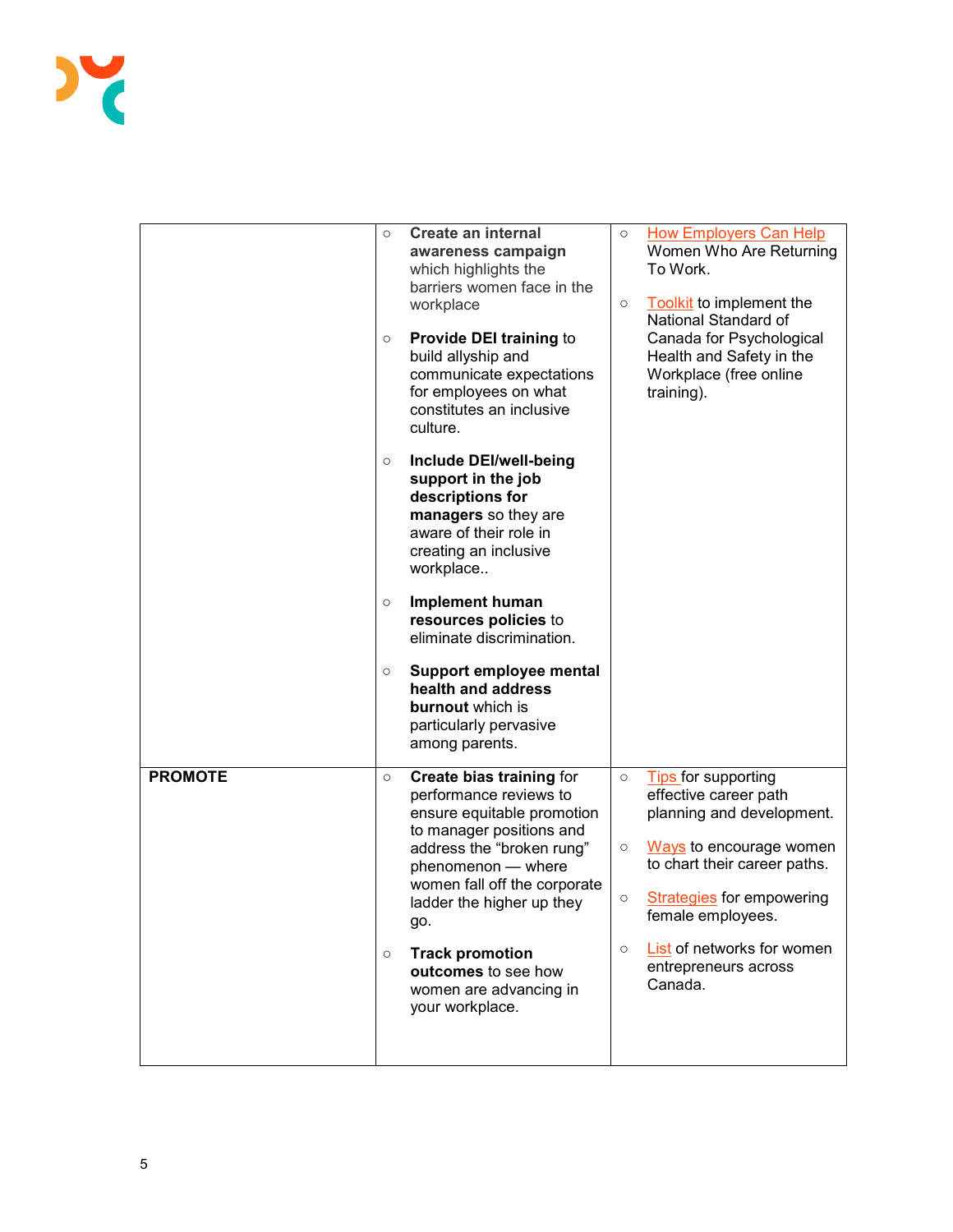| | | |
|---|---|---|
| | ○ **Create an internal awareness campaign** which highlights the barriers women face in the workplace<br><br>○ **Provide DEI training** to build allyship and communicate expectations for employees on what constitutes an inclusive culture.<br><br>○ **Include DEI/well-being support in the job descriptions for managers** so they are aware of their role in creating an inclusive workplace..<br><br>○ **Implement human resources policies** to eliminate discrimination.<br><br>○ **Support employee mental health and address burnout** which is particularly pervasive among parents. | ○ How Employers Can Help Women Who Are Returning To Work.<br><br>○ Toolkit to implement the National Standard of Canada for Psychological Health and Safety in the Workplace (free online training). |
| **PROMOTE** | ○ **Create bias training** for performance reviews to ensure equitable promotion to manager positions and address the "broken rung" phenomenon — where women fall off the corporate ladder the higher up they go.<br><br>○ **Track promotion outcomes** to see how women are advancing in your workplace. | ○ Tips for supporting effective career path planning and development.<br><br>○ Ways to encourage women to chart their career paths.<br><br>○ Strategies for empowering female employees.<br><br>○ List of networks for women entrepreneurs across Canada. |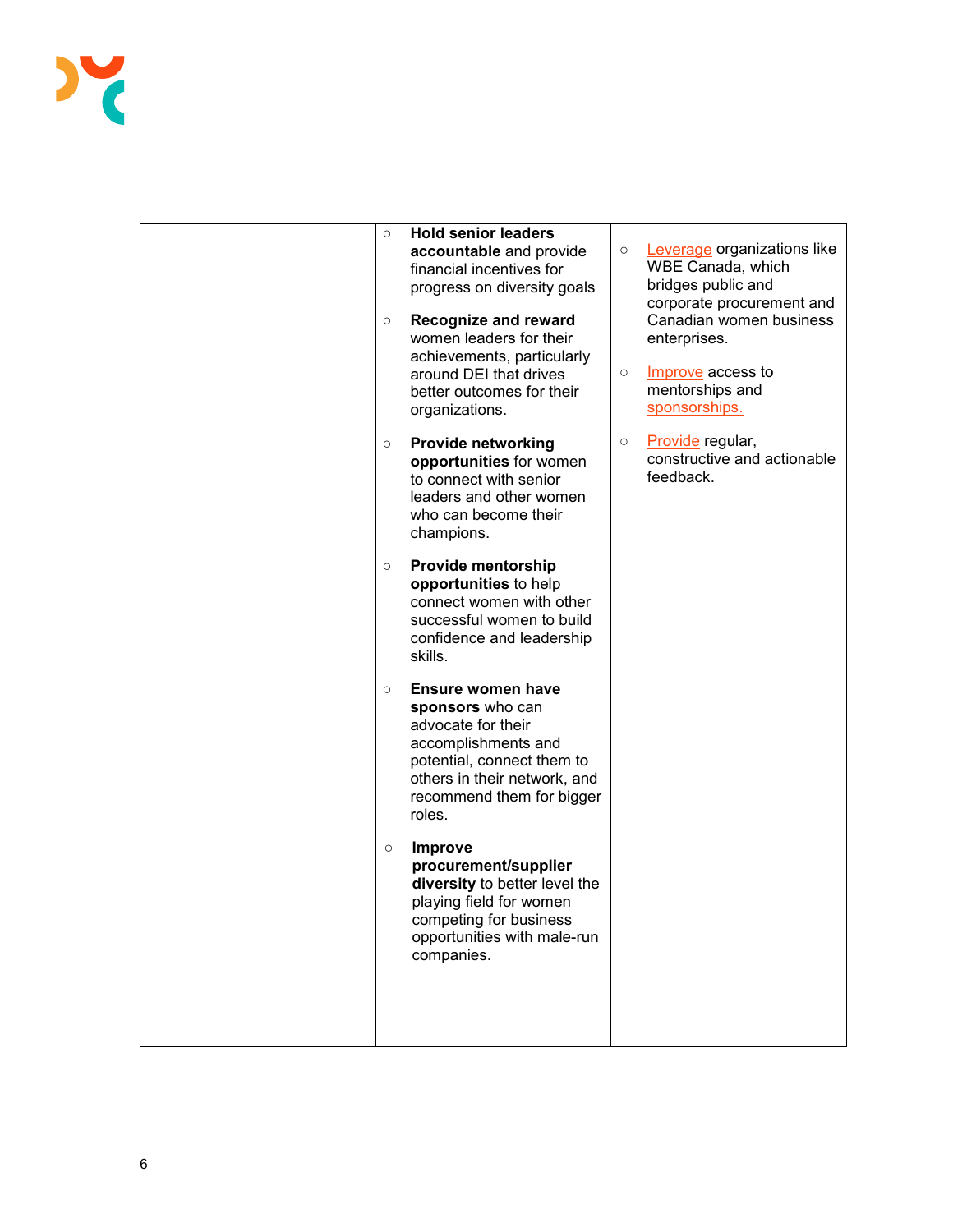| | | |
|---|---|---|
| | ○ **Hold senior leaders accountable** and provide financial incentives for progress on diversity goals<br><br>○ **Recognize and reward** women leaders for their achievements, particularly around DEI that drives better outcomes for their organizations.<br><br>○ **Provide networking opportunities** for women to connect with senior leaders and other women who can become their champions.<br><br>○ **Provide mentorship opportunities** to help connect women with other successful women to build confidence and leadership skills.<br><br>○ **Ensure women have sponsors** who can advocate for their accomplishments and potential, connect them to others in their network, and recommend them for bigger roles.<br><br>○ **Improve procurement/supplier diversity** to better level the playing field for women competing for business opportunities with male-run companies. | ○ Leverage organizations like WBE Canada, which bridges public and corporate procurement and Canadian women business enterprises.<br><br>○ Improve access to mentorships and sponsorships.<br><br>○ Provide regular, constructive and actionable feedback. |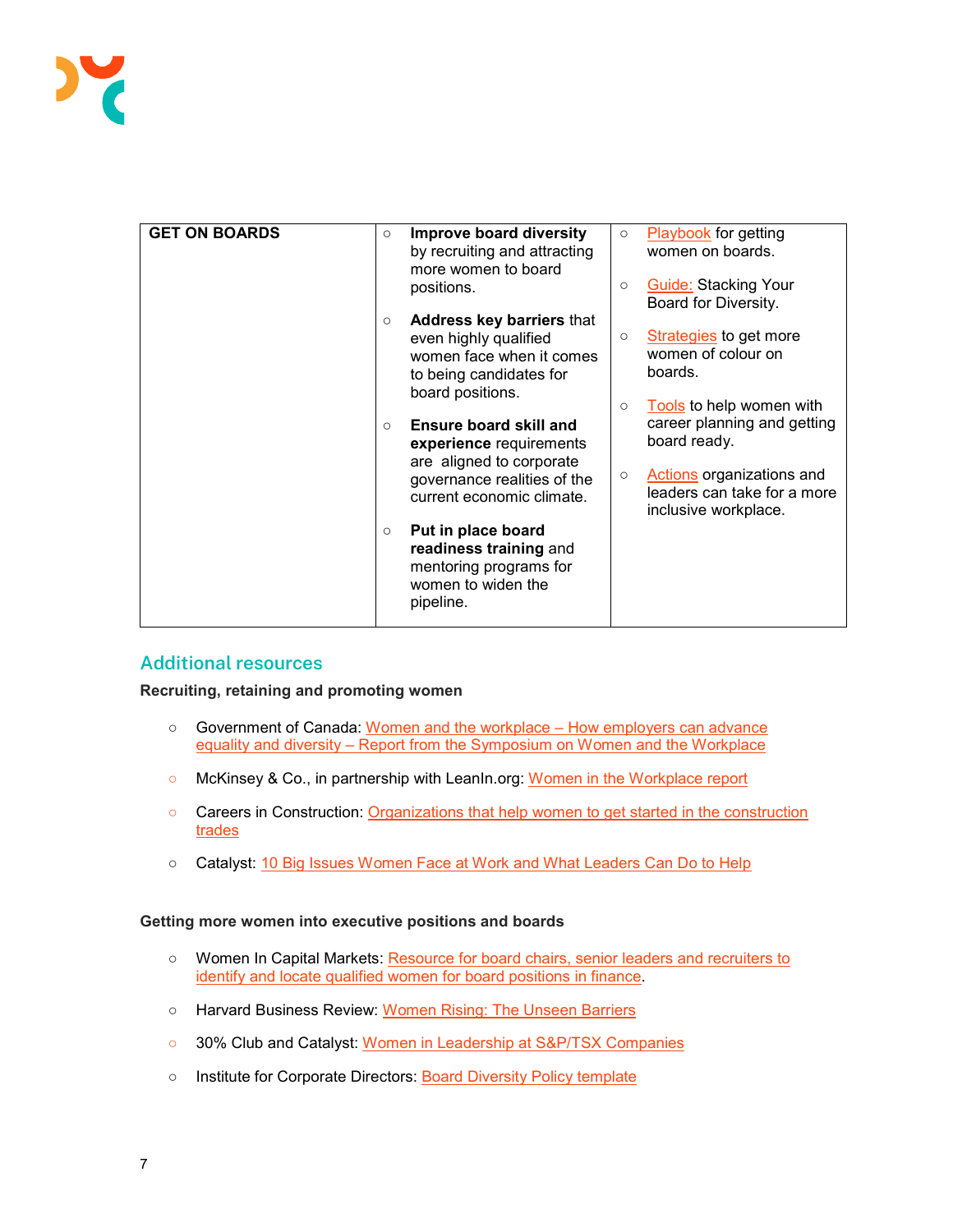| GET ON BOARDS | ○ **Improve board diversity** by recruiting and attracting more women to board positions.<br><br>○ **Address key barriers** that even highly qualified women face when it comes to being candidates for board positions.<br><br>○ **Ensure board skill and experience** requirements are aligned to corporate governance realities of the current economic climate.<br><br>○ **Put in place board readiness training** and mentoring programs for women to widen the pipeline. | ○ Playbook for getting women on boards.<br><br>○ Guide: Stacking Your Board for Diversity.<br><br>○ Strategies to get more women of colour on boards.<br><br>○ Tools to help women with career planning and getting board ready.<br><br>○ Actions organizations and leaders can take for a more inclusive workplace. |
|---|---|---|

## Additional resources

**Recruiting, retaining and promoting women**

- Government of Canada: Women and the workplace – How employers can advance equality and diversity – Report from the Symposium on Women and the Workplace
- McKinsey & Co., in partnership with LeanIn.org: Women in the Workplace report
- Careers in Construction: Organizations that help women to get started in the construction trades
- Catalyst: 10 Big Issues Women Face at Work and What Leaders Can Do to Help

**Getting more women into executive positions and boards**

- Women In Capital Markets: Resource for board chairs, senior leaders and recruiters to identify and locate qualified women for board positions in finance.
- Harvard Business Review: Women Rising: The Unseen Barriers
- 30% Club and Catalyst: Women in Leadership at S&P/TSX Companies
- Institute for Corporate Directors: Board Diversity Policy template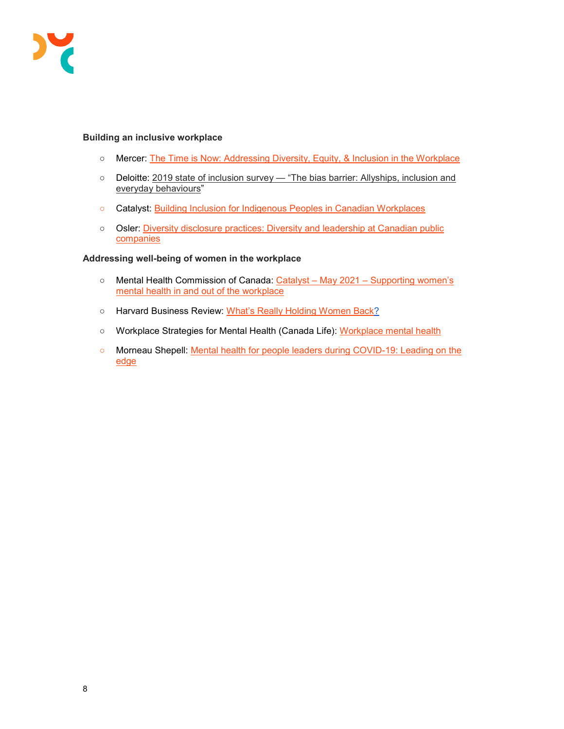**Building an inclusive workplace**

- Mercer: The Time is Now: Addressing Diversity, Equity, & Inclusion in the Workplace
- Deloitte: 2019 state of inclusion survey — "The bias barrier: Allyships, inclusion and everyday behaviours"
- Catalyst: Building Inclusion for Indigenous Peoples in Canadian Workplaces
- Osler: Diversity disclosure practices: Diversity and leadership at Canadian public companies

**Addressing well-being of women in the workplace**

- Mental Health Commission of Canada: Catalyst – May 2021 – Supporting women's mental health in and out of the workplace
- Harvard Business Review: What's Really Holding Women Back?
- Workplace Strategies for Mental Health (Canada Life): Workplace mental health
- Morneau Shepell: Mental health for people leaders during COVID-19: Leading on the edge